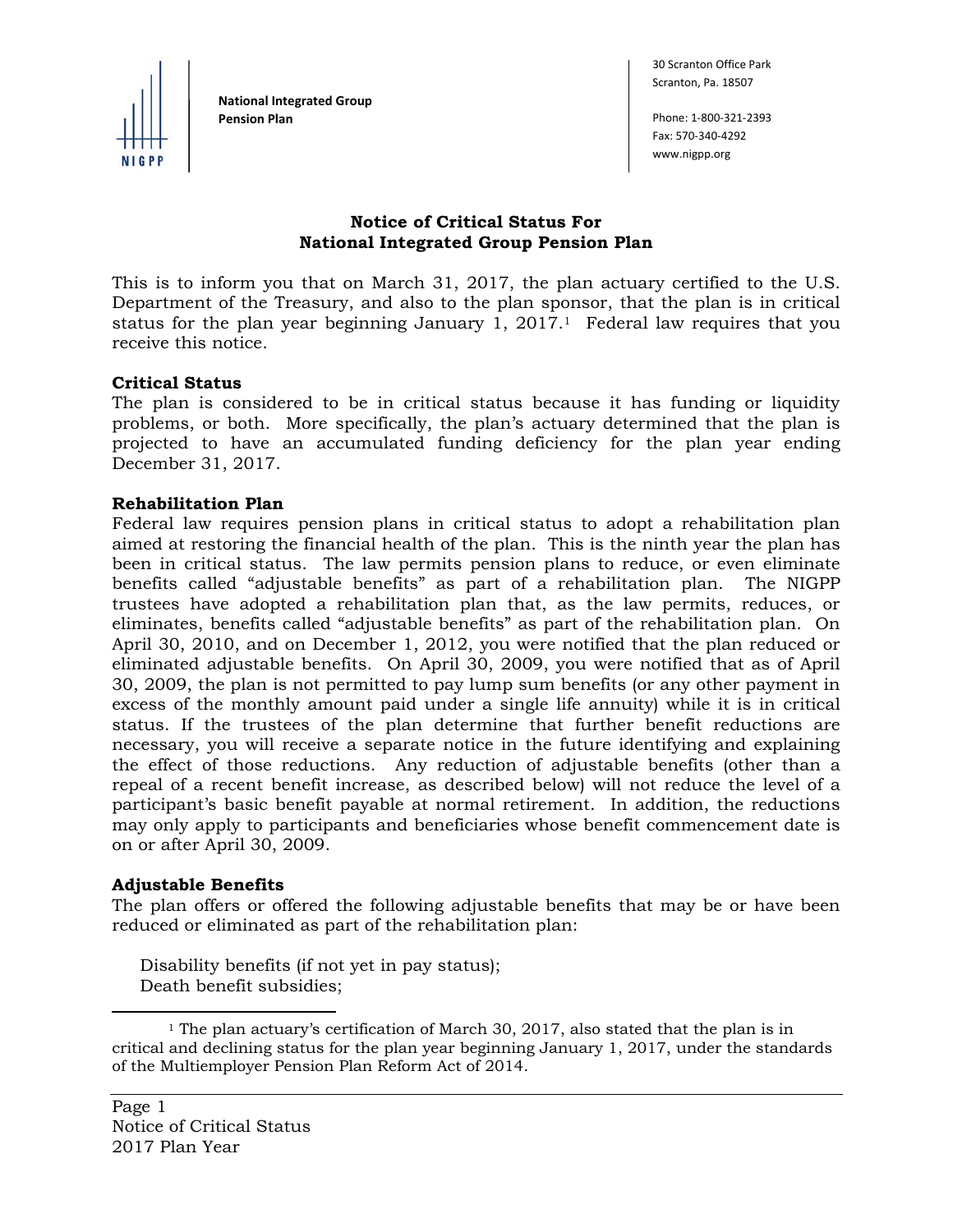**National Integrated Group Pension Plan**

30 Scranton Office Park
Scranton, Pa. 18507

Phone: 1-800-321-2393
Fax: 570-340-4292
www.nigpp.org

# Notice of Critical Status For National Integrated Group Pension Plan

This is to inform you that on March 31, 2017, the plan actuary certified to the U.S. Department of the Treasury, and also to the plan sponsor, that the plan is in critical status for the plan year beginning January 1, 2017.[1] Federal law requires that you receive this notice.

## Critical Status

The plan is considered to be in critical status because it has funding or liquidity problems, or both. More specifically, the plan's actuary determined that the plan is projected to have an accumulated funding deficiency for the plan year ending December 31, 2017.

## Rehabilitation Plan

Federal law requires pension plans in critical status to adopt a rehabilitation plan aimed at restoring the financial health of the plan. This is the ninth year the plan has been in critical status. The law permits pension plans to reduce, or even eliminate benefits called "adjustable benefits" as part of a rehabilitation plan. The NIGPP trustees have adopted a rehabilitation plan that, as the law permits, reduces, or eliminates, benefits called "adjustable benefits" as part of the rehabilitation plan. On April 30, 2010, and on December 1, 2012, you were notified that the plan reduced or eliminated adjustable benefits. On April 30, 2009, you were notified that as of April 30, 2009, the plan is not permitted to pay lump sum benefits (or any other payment in excess of the monthly amount paid under a single life annuity) while it is in critical status. If the trustees of the plan determine that further benefit reductions are necessary, you will receive a separate notice in the future identifying and explaining the effect of those reductions. Any reduction of adjustable benefits (other than a repeal of a recent benefit increase, as described below) will not reduce the level of a participant's basic benefit payable at normal retirement. In addition, the reductions may only apply to participants and beneficiaries whose benefit commencement date is on or after April 30, 2009.

## Adjustable Benefits

The plan offers or offered the following adjustable benefits that may be or have been reduced or eliminated as part of the rehabilitation plan:

Disability benefits (if not yet in pay status);
Death benefit subsidies;

[1] The plan actuary's certification of March 30, 2017, also stated that the plan is in critical and declining status for the plan year beginning January 1, 2017, under the standards of the Multiemployer Pension Plan Reform Act of 2014.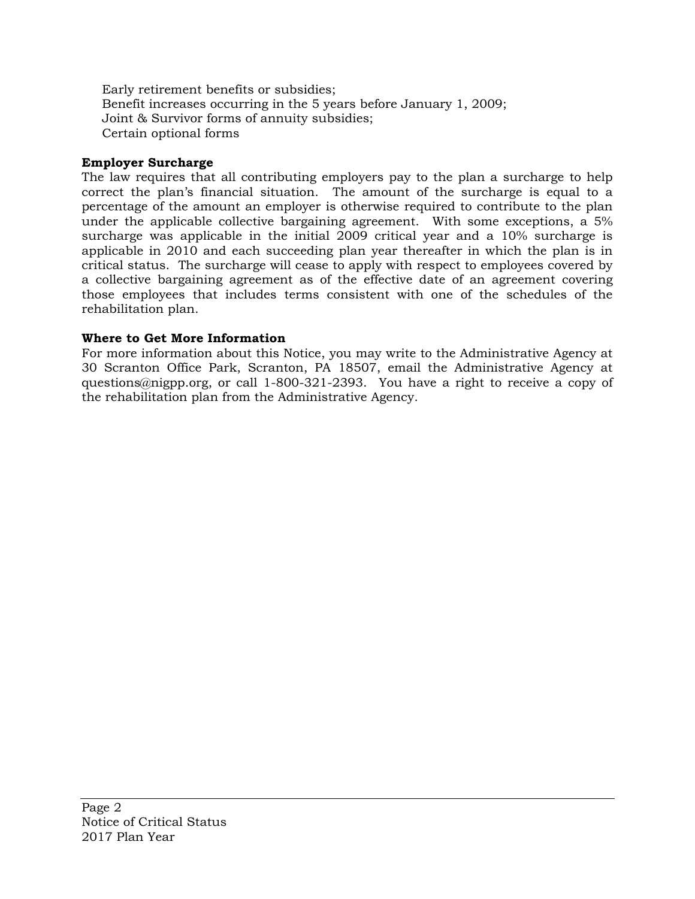Early retirement benefits or subsidies;
Benefit increases occurring in the 5 years before January 1, 2009;
Joint & Survivor forms of annuity subsidies;
Certain optional forms

**Employer Surcharge**

The law requires that all contributing employers pay to the plan a surcharge to help correct the plan's financial situation. The amount of the surcharge is equal to a percentage of the amount an employer is otherwise required to contribute to the plan under the applicable collective bargaining agreement. With some exceptions, a 5% surcharge was applicable in the initial 2009 critical year and a 10% surcharge is applicable in 2010 and each succeeding plan year thereafter in which the plan is in critical status. The surcharge will cease to apply with respect to employees covered by a collective bargaining agreement as of the effective date of an agreement covering those employees that includes terms consistent with one of the schedules of the rehabilitation plan.

**Where to Get More Information**

For more information about this Notice, you may write to the Administrative Agency at 30 Scranton Office Park, Scranton, PA 18507, email the Administrative Agency at questions@nigpp.org, or call 1-800-321-2393. You have a right to receive a copy of the rehabilitation plan from the Administrative Agency.